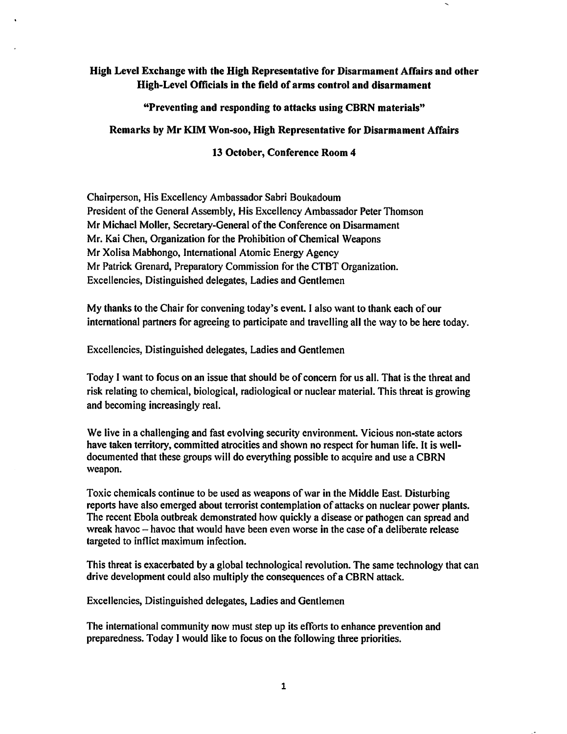**High Level Exchange with the High Representative for Disarmament Affairs and other High-Level Officials in the field of arms control and disarmament**

**"Preventing and responding to attacks using CBRN materials"**

**Remarks by Mr KIM Won-soo, High Representative for Disarmament Affairs**

**13 October, Conference Room 4**

Chairperson, His Excellency Ambassador Sabri Boukadoum
President of the General Assembly, His Excellency Ambassador Peter Thomson
Mr Michael Moller, Secretary-General of the Conference on Disarmament
Mr. Kai Chen, Organization for the Prohibition of Chemical Weapons
Mr Xolisa Mabhongo, International Atomic Energy Agency
Mr Patrick Grenard, Preparatory Commission for the CTBT Organization.
Excellencies, Distinguished delegates, Ladies and Gentlemen

My thanks to the Chair for convening today's event. I also want to thank each of our international partners for agreeing to participate and travelling all the way to be here today.

Excellencies, Distinguished delegates, Ladies and Gentlemen

Today I want to focus on an issue that should be of concern for us all. That is the threat and risk relating to chemical, biological, radiological or nuclear material. This threat is growing and becoming increasingly real.

We live in a challenging and fast evolving security environment. Vicious non-state actors have taken territory, committed atrocities and shown no respect for human life. It is well-documented that these groups will do everything possible to acquire and use a CBRN weapon.

Toxic chemicals continue to be used as weapons of war in the Middle East. Disturbing reports have also emerged about terrorist contemplation of attacks on nuclear power plants. The recent Ebola outbreak demonstrated how quickly a disease or pathogen can spread and wreak havoc – havoc that would have been even worse in the case of a deliberate release targeted to inflict maximum infection.

This threat is exacerbated by a global technological revolution. The same technology that can drive development could also multiply the consequences of a CBRN attack.

Excellencies, Distinguished delegates, Ladies and Gentlemen

The international community now must step up its efforts to enhance prevention and preparedness. Today I would like to focus on the following three priorities.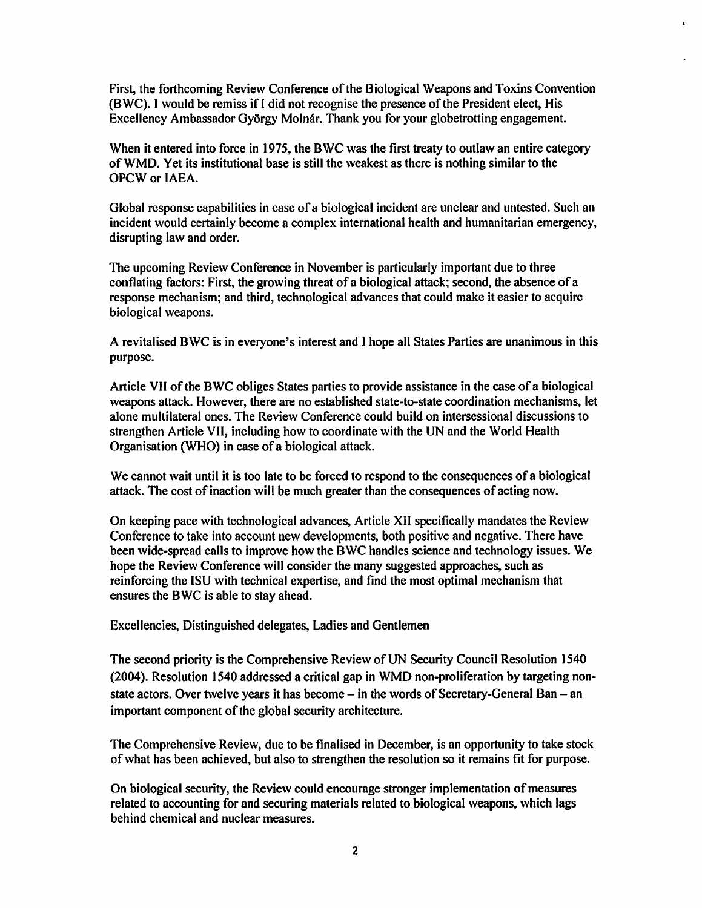First, the forthcoming Review Conference of the Biological Weapons and Toxins Convention (BWC). I would be remiss if I did not recognise the presence of the President elect, His Excellency Ambassador György Molnár. Thank you for your globetrotting engagement.

When it entered into force in 1975, the BWC was the first treaty to outlaw an entire category of WMD. Yet its institutional base is still the weakest as there is nothing similar to the OPCW or IAEA.

Global response capabilities in case of a biological incident are unclear and untested. Such an incident would certainly become a complex international health and humanitarian emergency, disrupting law and order.

The upcoming Review Conference in November is particularly important due to three conflating factors: First, the growing threat of a biological attack; second, the absence of a response mechanism; and third, technological advances that could make it easier to acquire biological weapons.

A revitalised BWC is in everyone's interest and I hope all States Parties are unanimous in this purpose.

Article VII of the BWC obliges States parties to provide assistance in the case of a biological weapons attack. However, there are no established state-to-state coordination mechanisms, let alone multilateral ones. The Review Conference could build on intersessional discussions to strengthen Article VII, including how to coordinate with the UN and the World Health Organisation (WHO) in case of a biological attack.

We cannot wait until it is too late to be forced to respond to the consequences of a biological attack. The cost of inaction will be much greater than the consequences of acting now.

On keeping pace with technological advances, Article XII specifically mandates the Review Conference to take into account new developments, both positive and negative. There have been wide-spread calls to improve how the BWC handles science and technology issues. We hope the Review Conference will consider the many suggested approaches, such as reinforcing the ISU with technical expertise, and find the most optimal mechanism that ensures the BWC is able to stay ahead.

Excellencies, Distinguished delegates, Ladies and Gentlemen

The second priority is the Comprehensive Review of UN Security Council Resolution 1540 (2004). Resolution 1540 addressed a critical gap in WMD non-proliferation by targeting non-state actors. Over twelve years it has become – in the words of Secretary-General Ban – an important component of the global security architecture.

The Comprehensive Review, due to be finalised in December, is an opportunity to take stock of what has been achieved, but also to strengthen the resolution so it remains fit for purpose.

On biological security, the Review could encourage stronger implementation of measures related to accounting for and securing materials related to biological weapons, which lags behind chemical and nuclear measures.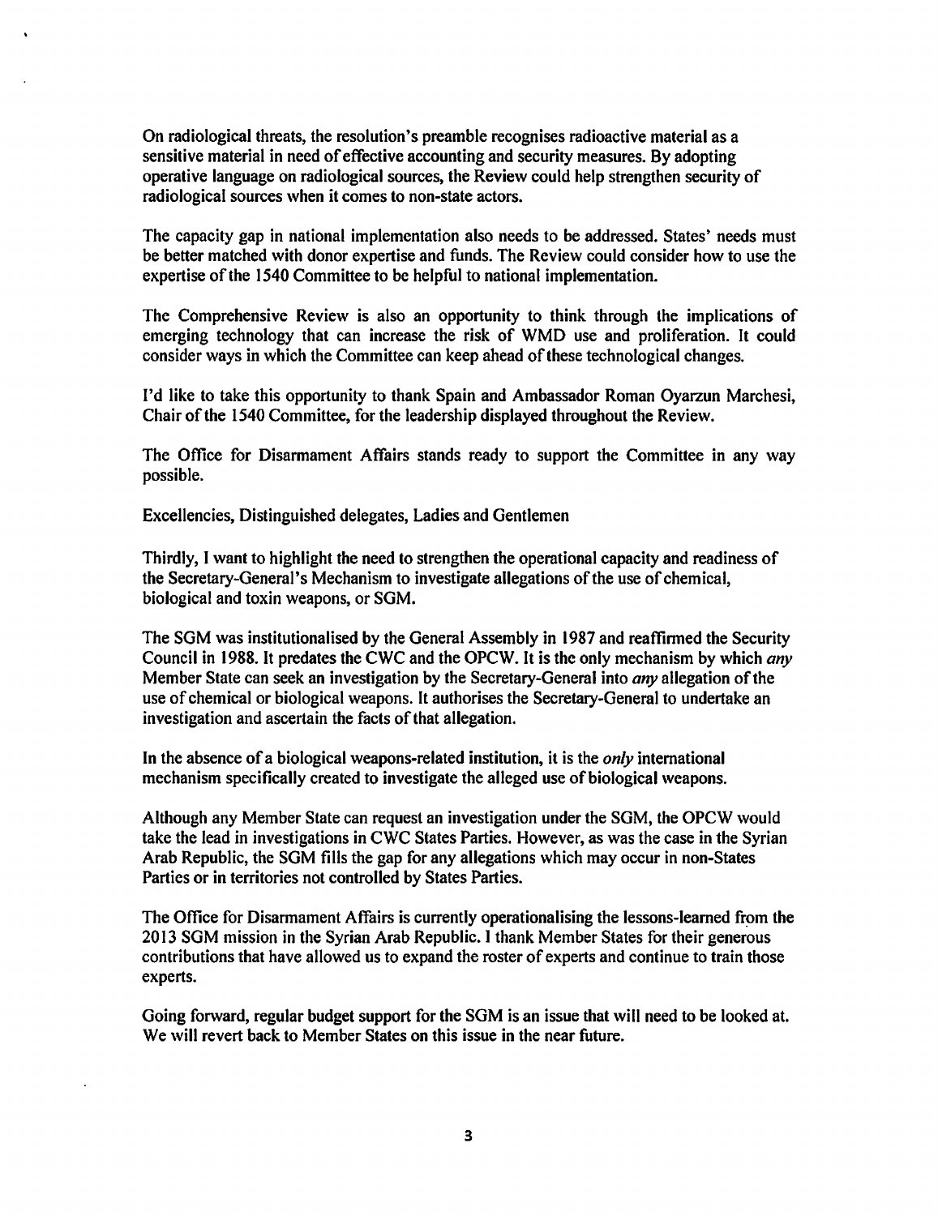On radiological threats, the resolution's preamble recognises radioactive material as a sensitive material in need of effective accounting and security measures. By adopting operative language on radiological sources, the Review could help strengthen security of radiological sources when it comes to non-state actors.

The capacity gap in national implementation also needs to be addressed. States' needs must be better matched with donor expertise and funds. The Review could consider how to use the expertise of the 1540 Committee to be helpful to national implementation.

The Comprehensive Review is also an opportunity to think through the implications of emerging technology that can increase the risk of WMD use and proliferation. It could consider ways in which the Committee can keep ahead of these technological changes.

I'd like to take this opportunity to thank Spain and Ambassador Roman Oyarzun Marchesi, Chair of the 1540 Committee, for the leadership displayed throughout the Review.

The Office for Disarmament Affairs stands ready to support the Committee in any way possible.

Excellencies, Distinguished delegates, Ladies and Gentlemen

Thirdly, I want to highlight the need to strengthen the operational capacity and readiness of the Secretary-General's Mechanism to investigate allegations of the use of chemical, biological and toxin weapons, or SGM.

The SGM was institutionalised by the General Assembly in 1987 and reaffirmed the Security Council in 1988. It predates the CWC and the OPCW. It is the only mechanism by which *any* Member State can seek an investigation by the Secretary-General into *any* allegation of the use of chemical or biological weapons. It authorises the Secretary-General to undertake an investigation and ascertain the facts of that allegation.

In the absence of a biological weapons-related institution, it is the *only* international mechanism specifically created to investigate the alleged use of biological weapons.

Although any Member State can request an investigation under the SGM, the OPCW would take the lead in investigations in CWC States Parties. However, as was the case in the Syrian Arab Republic, the SGM fills the gap for any allegations which may occur in non-States Parties or in territories not controlled by States Parties.

The Office for Disarmament Affairs is currently operationalising the lessons-learned from the 2013 SGM mission in the Syrian Arab Republic. I thank Member States for their generous contributions that have allowed us to expand the roster of experts and continue to train those experts.

Going forward, regular budget support for the SGM is an issue that will need to be looked at. We will revert back to Member States on this issue in the near future.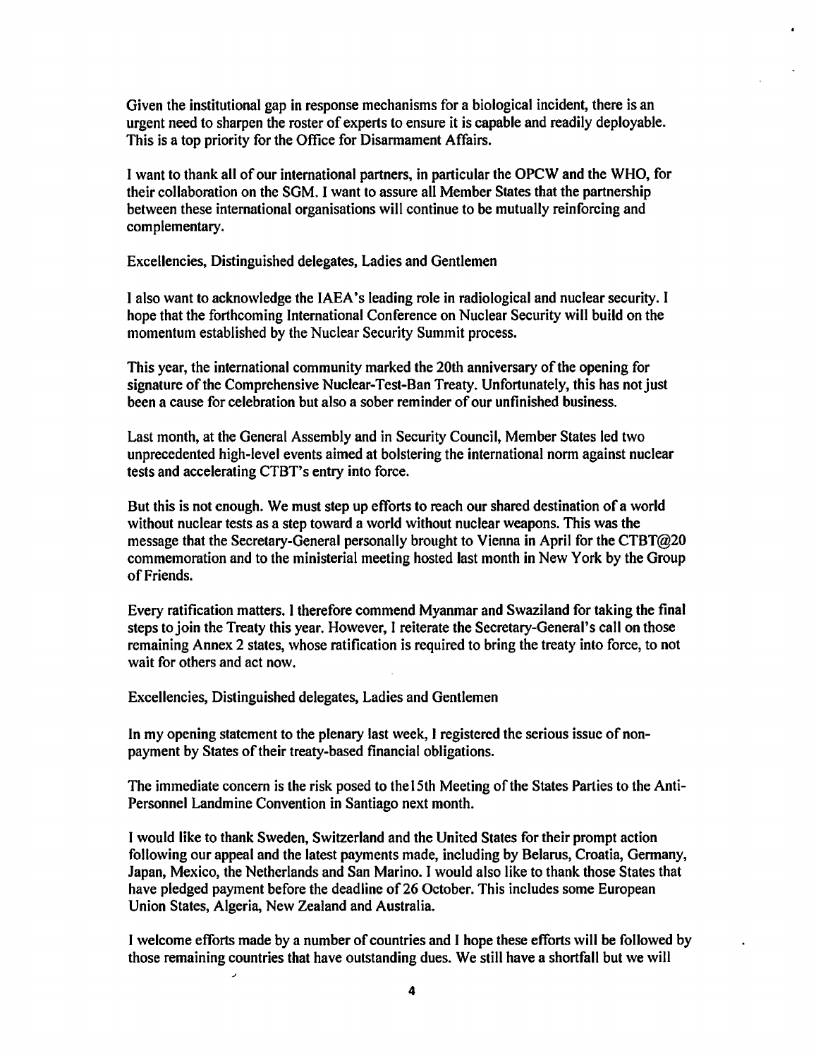Given the institutional gap in response mechanisms for a biological incident, there is an urgent need to sharpen the roster of experts to ensure it is capable and readily deployable. This is a top priority for the Office for Disarmament Affairs.

I want to thank all of our international partners, in particular the OPCW and the WHO, for their collaboration on the SGM. I want to assure all Member States that the partnership between these international organisations will continue to be mutually reinforcing and complementary.

Excellencies, Distinguished delegates, Ladies and Gentlemen

I also want to acknowledge the IAEA's leading role in radiological and nuclear security. I hope that the forthcoming International Conference on Nuclear Security will build on the momentum established by the Nuclear Security Summit process.

This year, the international community marked the 20th anniversary of the opening for signature of the Comprehensive Nuclear-Test-Ban Treaty. Unfortunately, this has not just been a cause for celebration but also a sober reminder of our unfinished business.

Last month, at the General Assembly and in Security Council, Member States led two unprecedented high-level events aimed at bolstering the international norm against nuclear tests and accelerating CTBT's entry into force.

But this is not enough. We must step up efforts to reach our shared destination of a world without nuclear tests as a step toward a world without nuclear weapons. This was the message that the Secretary-General personally brought to Vienna in April for the CTBT@20 commemoration and to the ministerial meeting hosted last month in New York by the Group of Friends.

Every ratification matters. I therefore commend Myanmar and Swaziland for taking the final steps to join the Treaty this year. However, I reiterate the Secretary-General's call on those remaining Annex 2 states, whose ratification is required to bring the treaty into force, to not wait for others and act now.

Excellencies, Distinguished delegates, Ladies and Gentlemen

In my opening statement to the plenary last week, I registered the serious issue of non-payment by States of their treaty-based financial obligations.

The immediate concern is the risk posed to the15th Meeting of the States Parties to the Anti-Personnel Landmine Convention in Santiago next month.

I would like to thank Sweden, Switzerland and the United States for their prompt action following our appeal and the latest payments made, including by Belarus, Croatia, Germany, Japan, Mexico, the Netherlands and San Marino. I would also like to thank those States that have pledged payment before the deadline of 26 October. This includes some European Union States, Algeria, New Zealand and Australia.

I welcome efforts made by a number of countries and I hope these efforts will be followed by those remaining countries that have outstanding dues. We still have a shortfall but we will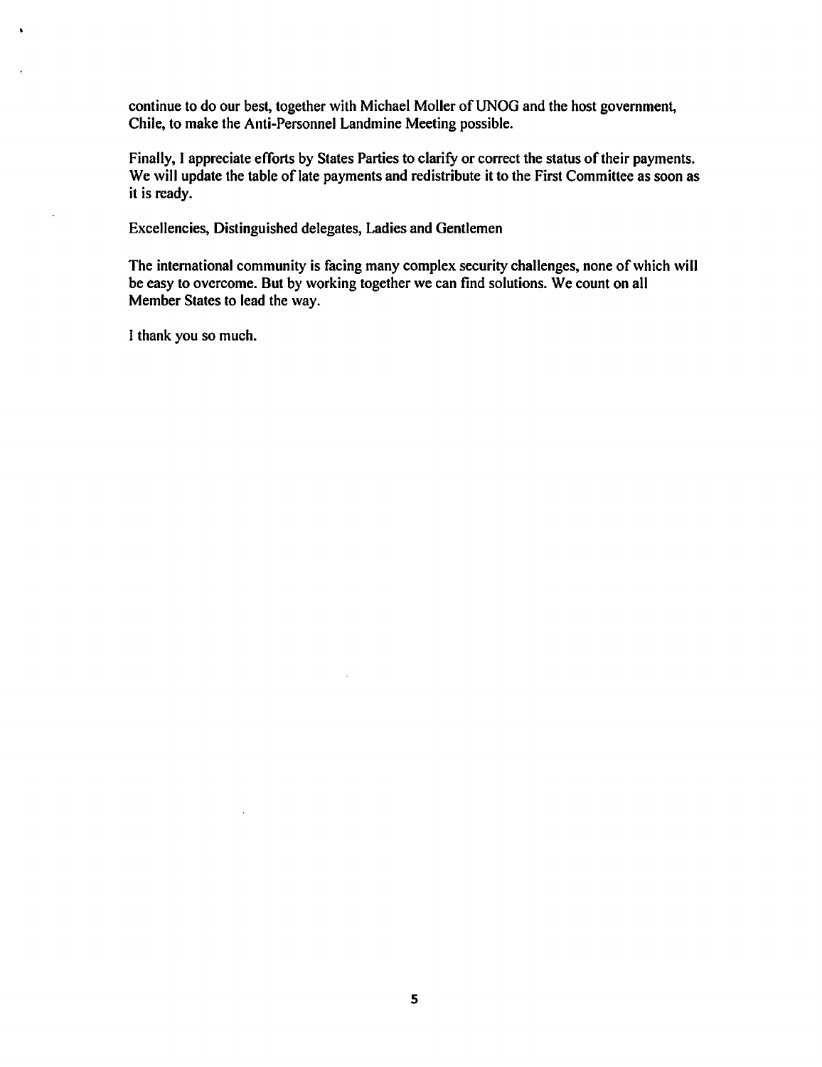continue to do our best, together with Michael Moller of UNOG and the host government, Chile, to make the Anti-Personnel Landmine Meeting possible.

Finally, I appreciate efforts by States Parties to clarify or correct the status of their payments. We will update the table of late payments and redistribute it to the First Committee as soon as it is ready.

Excellencies, Distinguished delegates, Ladies and Gentlemen

The international community is facing many complex security challenges, none of which will be easy to overcome. But by working together we can find solutions. We count on all Member States to lead the way.

I thank you so much.